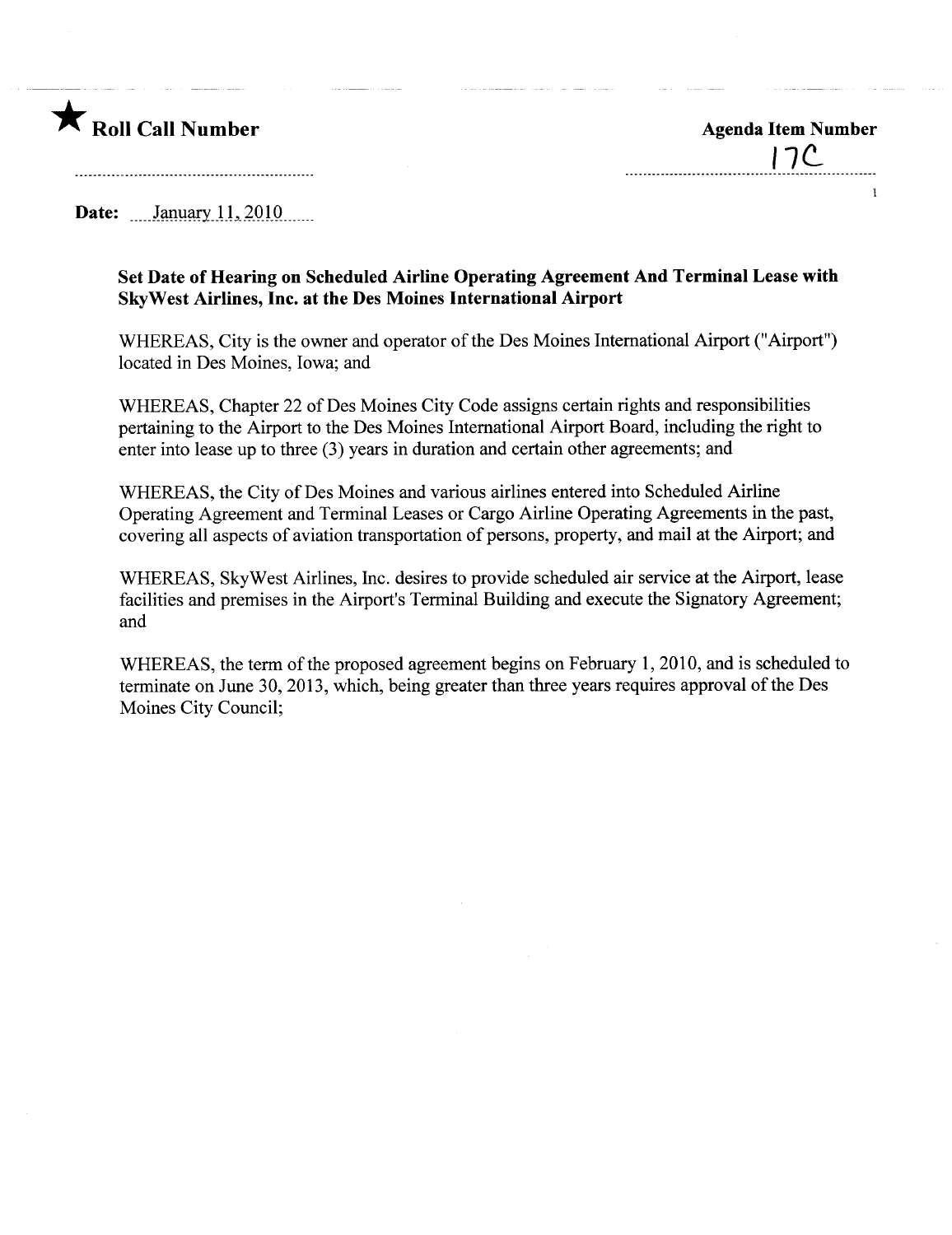★ **Roll Call Number**

**Agenda Item Number**

17C

**Date:** January 11, 2010

**Set Date of Hearing on Scheduled Airline Operating Agreement And Terminal Lease with SkyWest Airlines, Inc. at the Des Moines International Airport**

WHEREAS, City is the owner and operator of the Des Moines International Airport ("Airport") located in Des Moines, Iowa; and

WHEREAS, Chapter 22 of Des Moines City Code assigns certain rights and responsibilities pertaining to the Airport to the Des Moines International Airport Board, including the right to enter into lease up to three (3) years in duration and certain other agreements; and

WHEREAS, the City of Des Moines and various airlines entered into Scheduled Airline Operating Agreement and Terminal Leases or Cargo Airline Operating Agreements in the past, covering all aspects of aviation transportation of persons, property, and mail at the Airport; and

WHEREAS, SkyWest Airlines, Inc. desires to provide scheduled air service at the Airport, lease facilities and premises in the Airport's Terminal Building and execute the Signatory Agreement; and

WHEREAS, the term of the proposed agreement begins on February 1, 2010, and is scheduled to terminate on June 30, 2013, which, being greater than three years requires approval of the Des Moines City Council;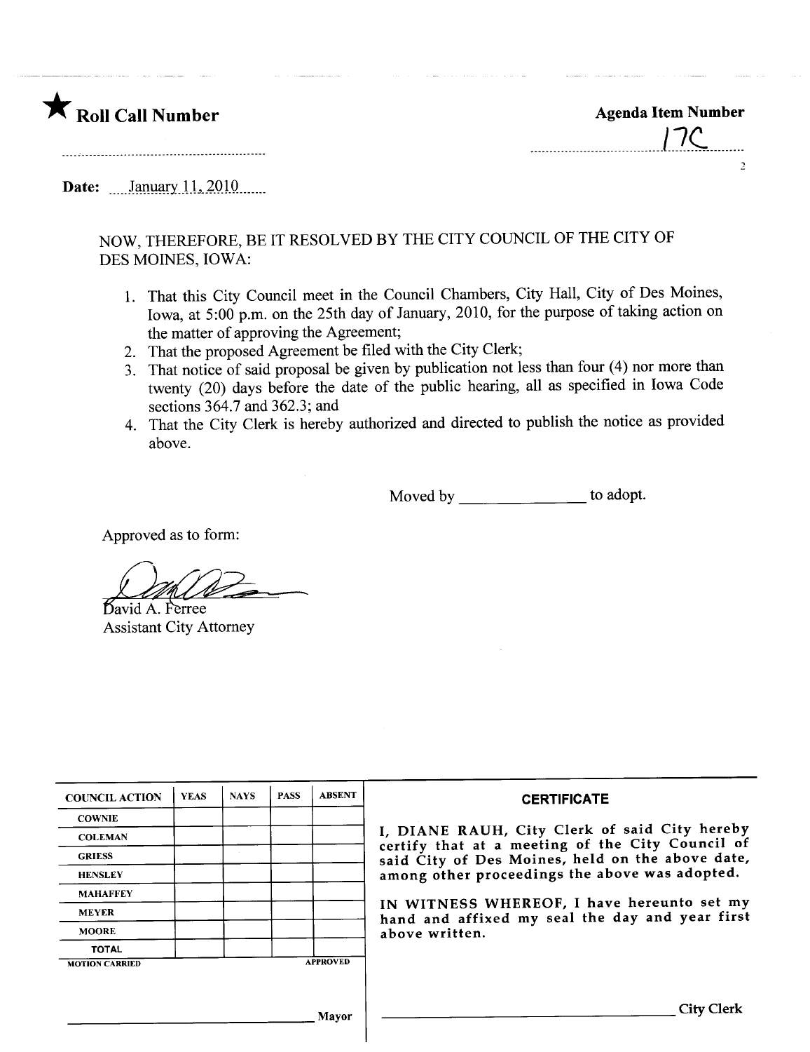★ **Roll Call Number**

**Agenda Item Number**

17C

**Date:** January 11, 2010

NOW, THEREFORE, BE IT RESOLVED BY THE CITY COUNCIL OF THE CITY OF DES MOINES, IOWA:

1. That this City Council meet in the Council Chambers, City Hall, City of Des Moines, Iowa, at 5:00 p.m. on the 25th day of January, 2010, for the purpose of taking action on the matter of approving the Agreement;
2. That the proposed Agreement be filed with the City Clerk;
3. That notice of said proposal be given by publication not less than four (4) nor more than twenty (20) days before the date of the public hearing, all as specified in Iowa Code sections 364.7 and 362.3; and
4. That the City Clerk is hereby authorized and directed to publish the notice as provided above.

Moved by \_\_\_\_\_\_\_\_\_\_\_\_\_\_\_ to adopt.

Approved as to form:

David A. Ferree
Assistant City Attorney

| COUNCIL ACTION | YEAS | NAYS | PASS | ABSENT |
|---|---|---|---|---|
| COWNIE | | | | |
| COLEMAN | | | | |
| GRIESS | | | | |
| HENSLEY | | | | |
| MAHAFFEY | | | | |
| MEYER | | | | |
| MOORE | | | | |
| TOTAL | | | | |

MOTION CARRIED APPROVED

\_\_\_\_\_\_\_\_\_\_\_\_\_\_\_\_\_\_\_\_\_\_\_\_\_\_\_\_\_\_ Mayor

**CERTIFICATE**

I, DIANE RAUH, City Clerk of said City hereby certify that at a meeting of the City Council of said City of Des Moines, held on the above date, among other proceedings the above was adopted.

IN WITNESS WHEREOF, I have hereunto set my hand and affixed my seal the day and year first above written.

\_\_\_\_\_\_\_\_\_\_\_\_\_\_\_\_\_\_\_\_\_\_\_\_\_\_\_\_\_\_ City Clerk